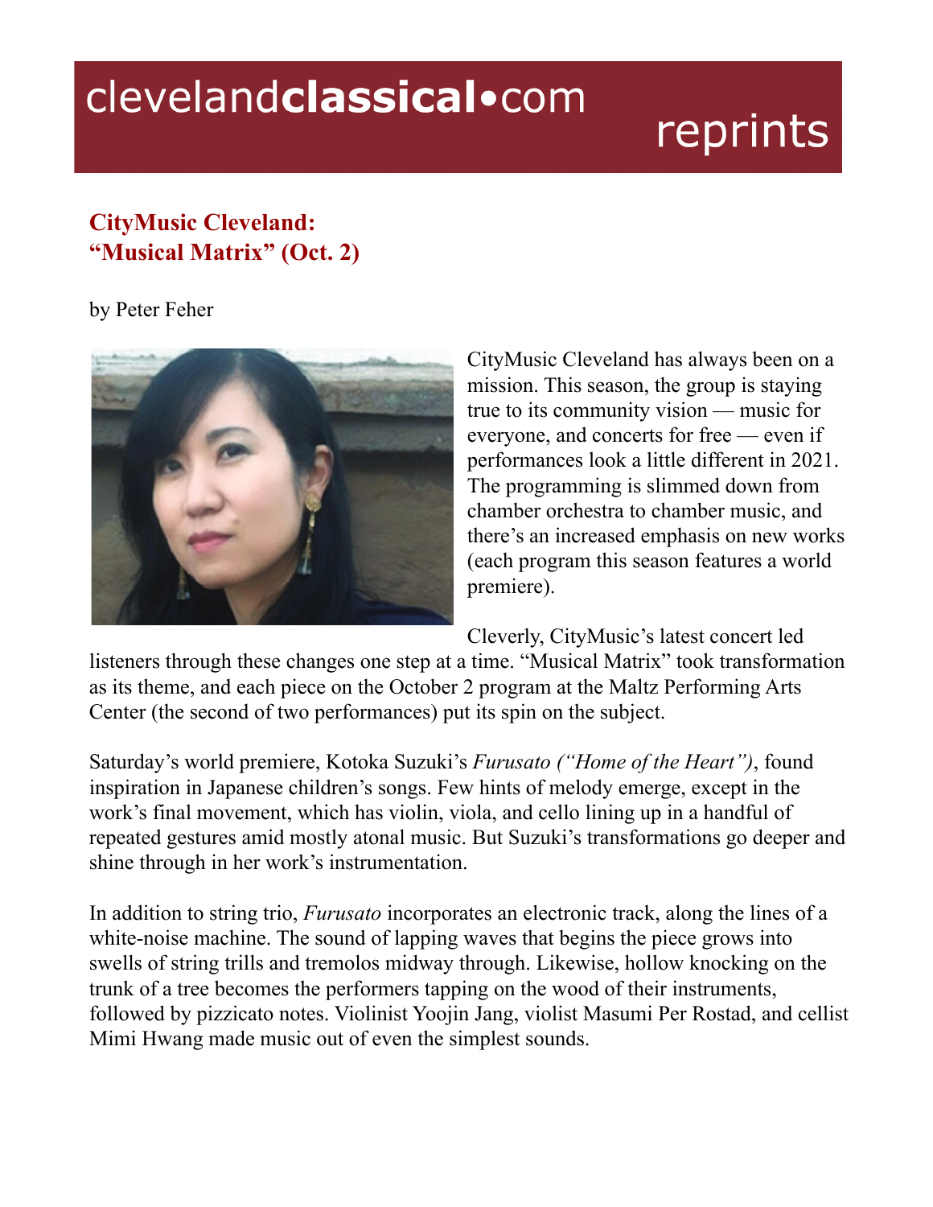clevelandclassical•com reprints

# CityMusic Cleveland: "Musical Matrix" (Oct. 2)

by Peter Feher

CityMusic Cleveland has always been on a mission. This season, the group is staying true to its community vision — music for everyone, and concerts for free — even if performances look a little different in 2021. The programming is slimmed down from chamber orchestra to chamber music, and there's an increased emphasis on new works (each program this season features a world premiere).

Cleverly, CityMusic's latest concert led listeners through these changes one step at a time. "Musical Matrix" took transformation as its theme, and each piece on the October 2 program at the Maltz Performing Arts Center (the second of two performances) put its spin on the subject.

Saturday's world premiere, Kotoka Suzuki's *Furusato ("Home of the Heart")*, found inspiration in Japanese children's songs. Few hints of melody emerge, except in the work's final movement, which has violin, viola, and cello lining up in a handful of repeated gestures amid mostly atonal music. But Suzuki's transformations go deeper and shine through in her work's instrumentation.

In addition to string trio, *Furusato* incorporates an electronic track, along the lines of a white-noise machine. The sound of lapping waves that begins the piece grows into swells of string trills and tremolos midway through. Likewise, hollow knocking on the trunk of a tree becomes the performers tapping on the wood of their instruments, followed by pizzicato notes. Violinist Yoojin Jang, violist Masumi Per Rostad, and cellist Mimi Hwang made music out of even the simplest sounds.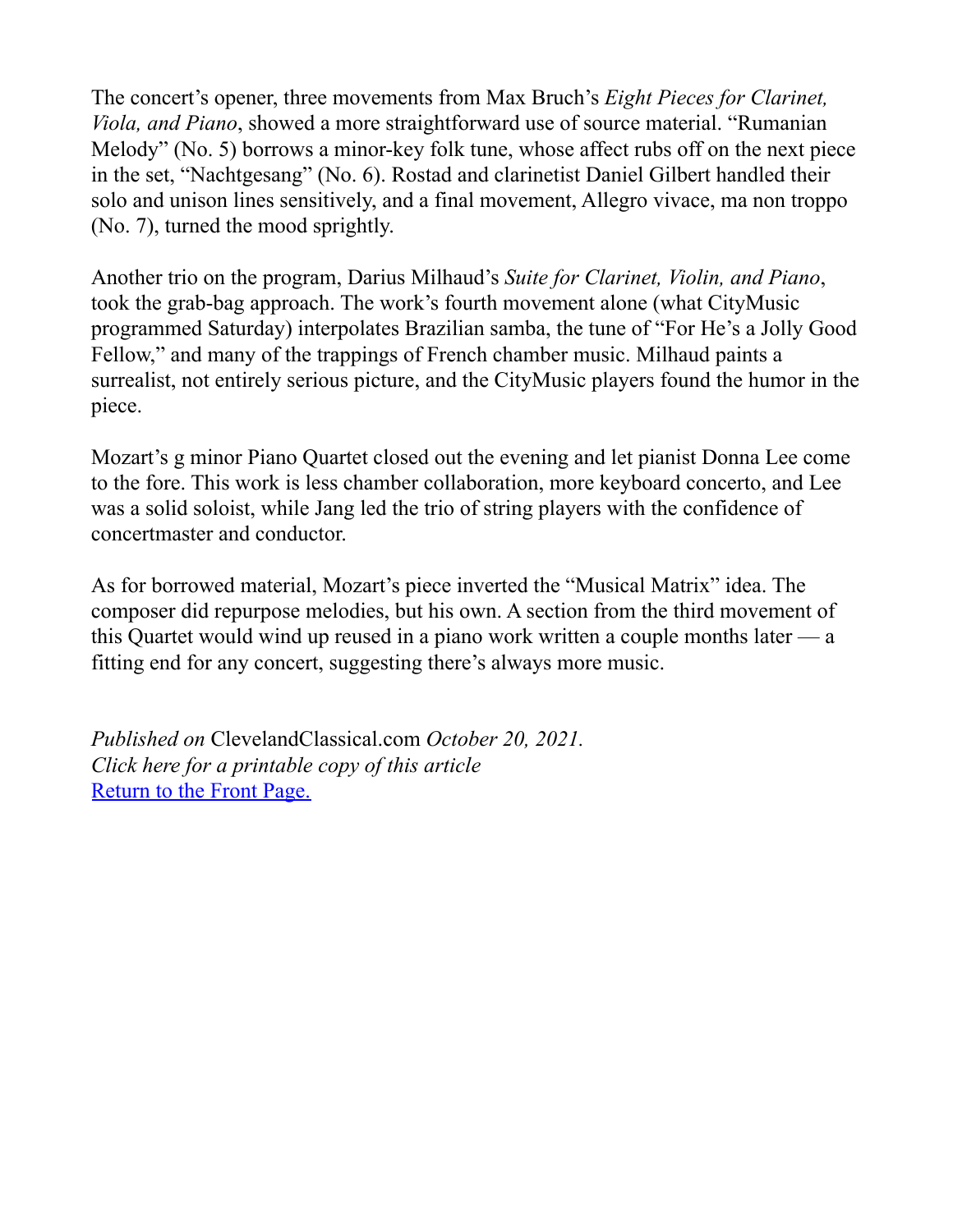The concert's opener, three movements from Max Bruch's *Eight Pieces for Clarinet, Viola, and Piano*, showed a more straightforward use of source material. "Rumanian Melody" (No. 5) borrows a minor-key folk tune, whose affect rubs off on the next piece in the set, "Nachtgesang" (No. 6). Rostad and clarinetist Daniel Gilbert handled their solo and unison lines sensitively, and a final movement, Allegro vivace, ma non troppo (No. 7), turned the mood sprightly.

Another trio on the program, Darius Milhaud's *Suite for Clarinet, Violin, and Piano*, took the grab-bag approach. The work's fourth movement alone (what CityMusic programmed Saturday) interpolates Brazilian samba, the tune of "For He's a Jolly Good Fellow," and many of the trappings of French chamber music. Milhaud paints a surrealist, not entirely serious picture, and the CityMusic players found the humor in the piece.

Mozart's g minor Piano Quartet closed out the evening and let pianist Donna Lee come to the fore. This work is less chamber collaboration, more keyboard concerto, and Lee was a solid soloist, while Jang led the trio of string players with the confidence of concertmaster and conductor.

As for borrowed material, Mozart's piece inverted the "Musical Matrix" idea. The composer did repurpose melodies, but his own. A section from the third movement of this Quartet would wind up reused in a piano work written a couple months later — a fitting end for any concert, suggesting there's always more music.

*Published on* ClevelandClassical.com *October 20, 2021.*
*Click here for a printable copy of this article*
Return to the Front Page.